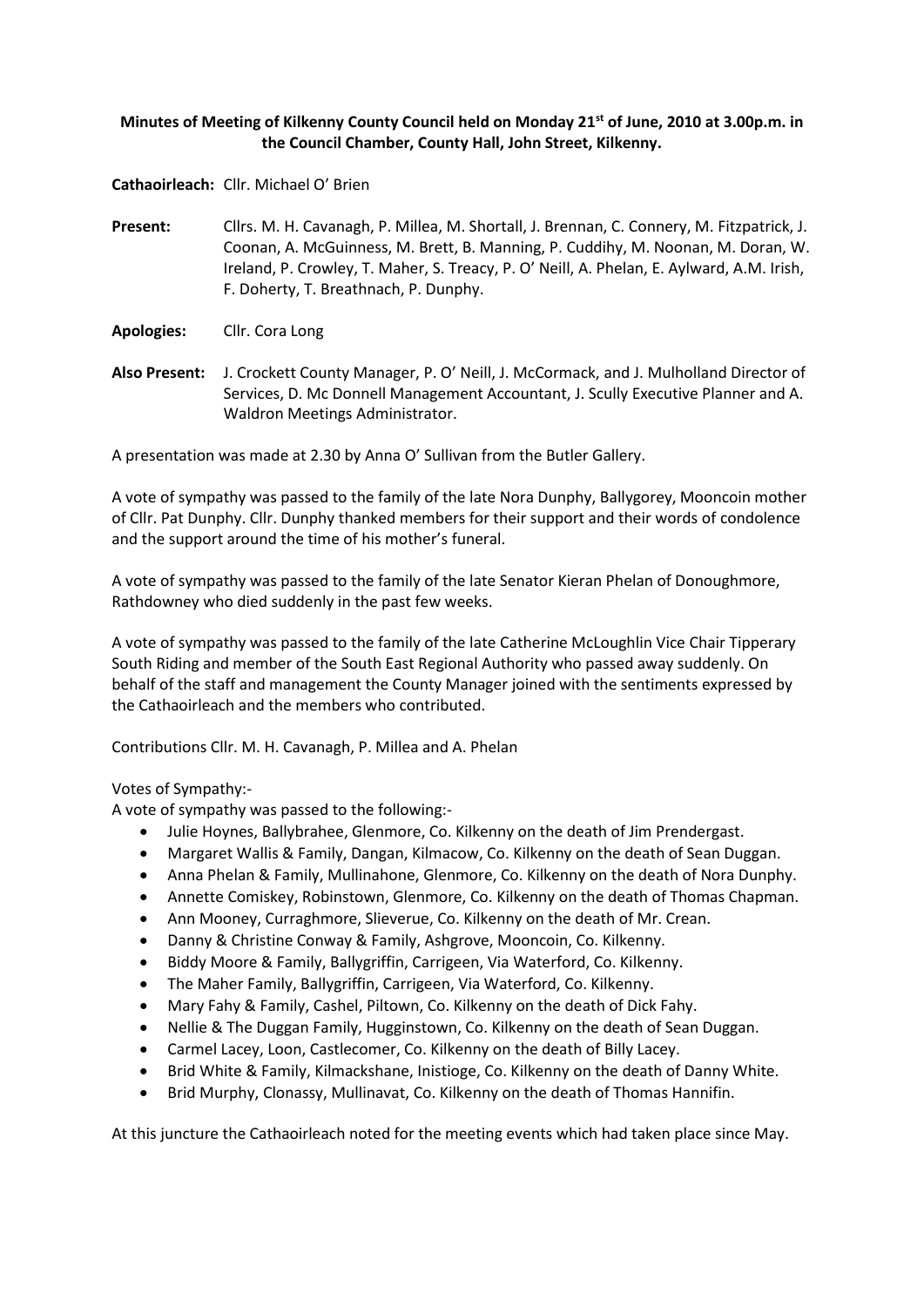**Minutes of Meeting of Kilkenny County Council held on Monday 21st of June, 2010 at 3.00p.m. in the Council Chamber, County Hall, John Street, Kilkenny.**

**Cathaoirleach:** Cllr. Michael O' Brien

**Present:** Cllrs. M. H. Cavanagh, P. Millea, M. Shortall, J. Brennan, C. Connery, M. Fitzpatrick, J. Coonan, A. McGuinness, M. Brett, B. Manning, P. Cuddihy, M. Noonan, M. Doran, W. Ireland, P. Crowley, T. Maher, S. Treacy, P. O' Neill, A. Phelan, E. Aylward, A.M. Irish, F. Doherty, T. Breathnach, P. Dunphy.

**Apologies:** Cllr. Cora Long

**Also Present:** J. Crockett County Manager, P. O' Neill, J. McCormack, and J. Mulholland Director of Services, D. Mc Donnell Management Accountant, J. Scully Executive Planner and A. Waldron Meetings Administrator.

A presentation was made at 2.30 by Anna O' Sullivan from the Butler Gallery.

A vote of sympathy was passed to the family of the late Nora Dunphy, Ballygorey, Mooncoin mother of Cllr. Pat Dunphy. Cllr. Dunphy thanked members for their support and their words of condolence and the support around the time of his mother's funeral.

A vote of sympathy was passed to the family of the late Senator Kieran Phelan of Donoughmore, Rathdowney who died suddenly in the past few weeks.

A vote of sympathy was passed to the family of the late Catherine McLoughlin Vice Chair Tipperary South Riding and member of the South East Regional Authority who passed away suddenly. On behalf of the staff and management the County Manager joined with the sentiments expressed by the Cathaoirleach and the members who contributed.

Contributions Cllr. M. H. Cavanagh, P. Millea and A. Phelan

Votes of Sympathy:-

A vote of sympathy was passed to the following:-

- Julie Hoynes, Ballybrahee, Glenmore, Co. Kilkenny on the death of Jim Prendergast.
- Margaret Wallis & Family, Dangan, Kilmacow, Co. Kilkenny on the death of Sean Duggan.
- Anna Phelan & Family, Mullinahone, Glenmore, Co. Kilkenny on the death of Nora Dunphy.
- Annette Comiskey, Robinstown, Glenmore, Co. Kilkenny on the death of Thomas Chapman.
- Ann Mooney, Curraghmore, Slieverue, Co. Kilkenny on the death of Mr. Crean.
- Danny & Christine Conway & Family, Ashgrove, Mooncoin, Co. Kilkenny.
- Biddy Moore & Family, Ballygriffin, Carrigeen, Via Waterford, Co. Kilkenny.
- The Maher Family, Ballygriffin, Carrigeen, Via Waterford, Co. Kilkenny.
- Mary Fahy & Family, Cashel, Piltown, Co. Kilkenny on the death of Dick Fahy.
- Nellie & The Duggan Family, Hugginstown, Co. Kilkenny on the death of Sean Duggan.
- Carmel Lacey, Loon, Castlecomer, Co. Kilkenny on the death of Billy Lacey.
- Brid White & Family, Kilmackshane, Inistioge, Co. Kilkenny on the death of Danny White.
- Brid Murphy, Clonassy, Mullinavat, Co. Kilkenny on the death of Thomas Hannifin.

At this juncture the Cathaoirleach noted for the meeting events which had taken place since May.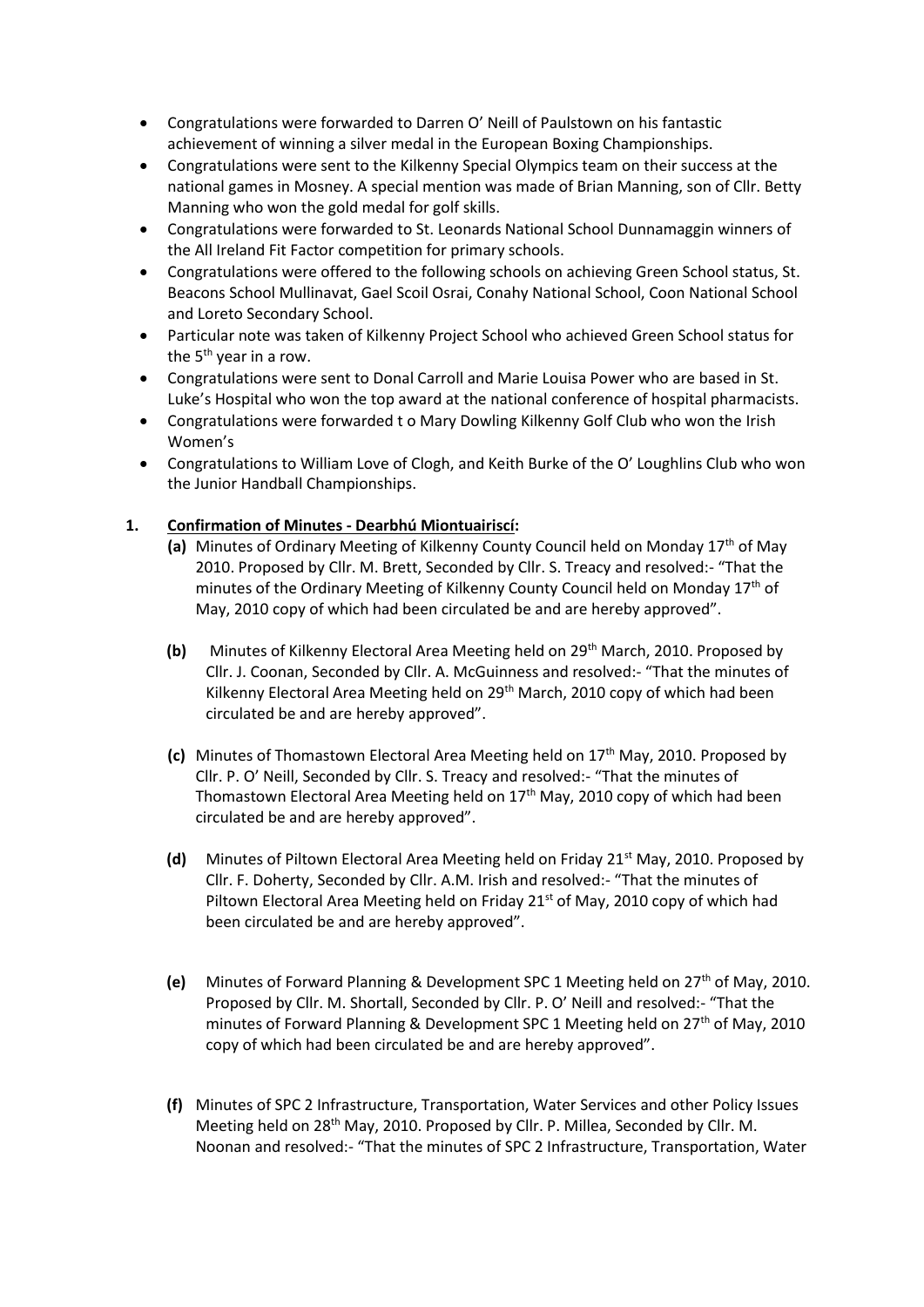- Congratulations were forwarded to Darren O' Neill of Paulstown on his fantastic achievement of winning a silver medal in the European Boxing Championships.
- Congratulations were sent to the Kilkenny Special Olympics team on their success at the national games in Mosney. A special mention was made of Brian Manning, son of Cllr. Betty Manning who won the gold medal for golf skills.
- Congratulations were forwarded to St. Leonards National School Dunnamaggin winners of the All Ireland Fit Factor competition for primary schools.
- Congratulations were offered to the following schools on achieving Green School status, St. Beacons School Mullinavat, Gael Scoil Osrai, Conahy National School, Coon National School and Loreto Secondary School.
- Particular note was taken of Kilkenny Project School who achieved Green School status for the 5th year in a row.
- Congratulations were sent to Donal Carroll and Marie Louisa Power who are based in St. Luke's Hospital who won the top award at the national conference of hospital pharmacists.
- Congratulations were forwarded t o Mary Dowling Kilkenny Golf Club who won the Irish Women's
- Congratulations to William Love of Clogh, and Keith Burke of the O' Loughlins Club who won the Junior Handball Championships.

**1. Confirmation of Minutes - Dearbhú Miontuairiscí:**

**(a)** Minutes of Ordinary Meeting of Kilkenny County Council held on Monday 17th of May 2010. Proposed by Cllr. M. Brett, Seconded by Cllr. S. Treacy and resolved:- "That the minutes of the Ordinary Meeting of Kilkenny County Council held on Monday 17th of May, 2010 copy of which had been circulated be and are hereby approved".

**(b)** Minutes of Kilkenny Electoral Area Meeting held on 29th March, 2010. Proposed by Cllr. J. Coonan, Seconded by Cllr. A. McGuinness and resolved:- "That the minutes of Kilkenny Electoral Area Meeting held on 29th March, 2010 copy of which had been circulated be and are hereby approved".

**(c)** Minutes of Thomastown Electoral Area Meeting held on 17th May, 2010. Proposed by Cllr. P. O' Neill, Seconded by Cllr. S. Treacy and resolved:- "That the minutes of Thomastown Electoral Area Meeting held on 17th May, 2010 copy of which had been circulated be and are hereby approved".

**(d)** Minutes of Piltown Electoral Area Meeting held on Friday 21st May, 2010. Proposed by Cllr. F. Doherty, Seconded by Cllr. A.M. Irish and resolved:- "That the minutes of Piltown Electoral Area Meeting held on Friday 21st of May, 2010 copy of which had been circulated be and are hereby approved".

**(e)** Minutes of Forward Planning & Development SPC 1 Meeting held on 27th of May, 2010. Proposed by Cllr. M. Shortall, Seconded by Cllr. P. O' Neill and resolved:- "That the minutes of Forward Planning & Development SPC 1 Meeting held on 27th of May, 2010 copy of which had been circulated be and are hereby approved".

**(f)** Minutes of SPC 2 Infrastructure, Transportation, Water Services and other Policy Issues Meeting held on 28th May, 2010. Proposed by Cllr. P. Millea, Seconded by Cllr. M. Noonan and resolved:- "That the minutes of SPC 2 Infrastructure, Transportation, Water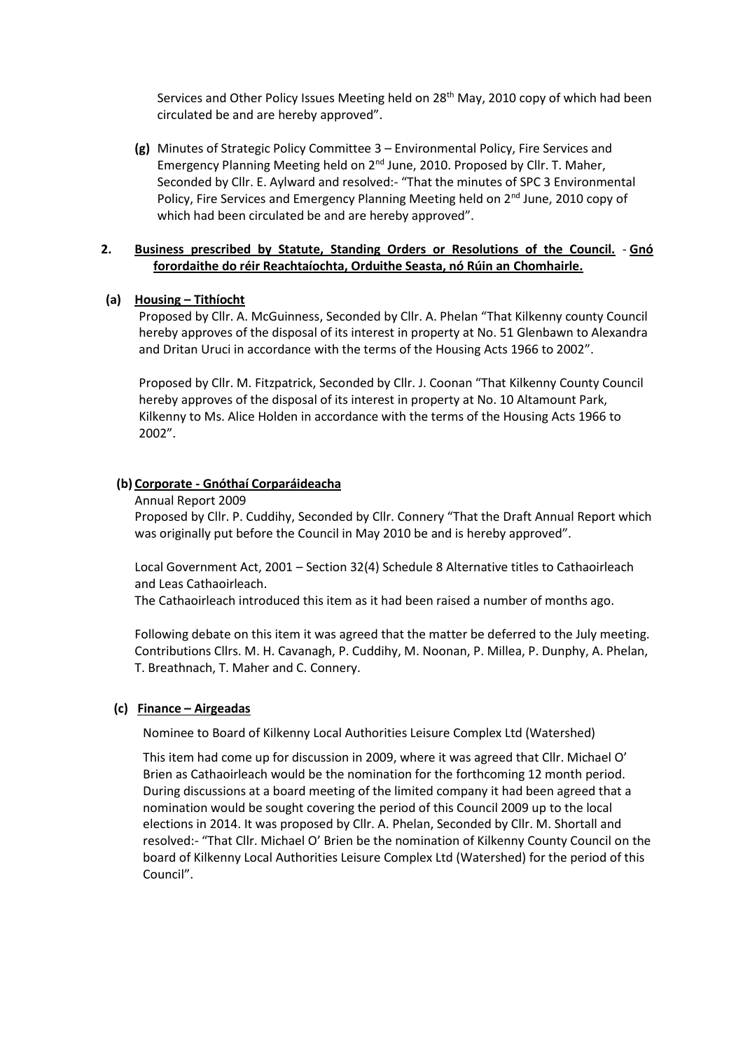Services and Other Policy Issues Meeting held on 28th May, 2010 copy of which had been circulated be and are hereby approved".

**(g)** Minutes of Strategic Policy Committee 3 – Environmental Policy, Fire Services and Emergency Planning Meeting held on 2nd June, 2010. Proposed by Cllr. T. Maher, Seconded by Cllr. E. Aylward and resolved:- "That the minutes of SPC 3 Environmental Policy, Fire Services and Emergency Planning Meeting held on 2nd June, 2010 copy of which had been circulated be and are hereby approved".

## 2. **Business prescribed by Statute, Standing Orders or Resolutions of the Council.** - **Gnó forordaithe do réir Reachtaíochta, Orduithe Seasta, nó Rúin an Chomhairle.**

### (a) **Housing – Tithíocht**

Proposed by Cllr. A. McGuinness, Seconded by Cllr. A. Phelan "That Kilkenny county Council hereby approves of the disposal of its interest in property at No. 51 Glenbawn to Alexandra and Dritan Uruci in accordance with the terms of the Housing Acts 1966 to 2002".

Proposed by Cllr. M. Fitzpatrick, Seconded by Cllr. J. Coonan "That Kilkenny County Council hereby approves of the disposal of its interest in property at No. 10 Altamount Park, Kilkenny to Ms. Alice Holden in accordance with the terms of the Housing Acts 1966 to 2002".

### (b) **Corporate - Gnóthaí Corparáideacha**

Annual Report 2009

Proposed by Cllr. P. Cuddihy, Seconded by Cllr. Connery "That the Draft Annual Report which was originally put before the Council in May 2010 be and is hereby approved".

Local Government Act, 2001 – Section 32(4) Schedule 8 Alternative titles to Cathaoirleach and Leas Cathaoirleach.

The Cathaoirleach introduced this item as it had been raised a number of months ago.

Following debate on this item it was agreed that the matter be deferred to the July meeting. Contributions Cllrs. M. H. Cavanagh, P. Cuddihy, M. Noonan, P. Millea, P. Dunphy, A. Phelan, T. Breathnach, T. Maher and C. Connery.

### (c) **Finance – Airgeadas**

Nominee to Board of Kilkenny Local Authorities Leisure Complex Ltd (Watershed)

This item had come up for discussion in 2009, where it was agreed that Cllr. Michael O' Brien as Cathaoirleach would be the nomination for the forthcoming 12 month period. During discussions at a board meeting of the limited company it had been agreed that a nomination would be sought covering the period of this Council 2009 up to the local elections in 2014. It was proposed by Cllr. A. Phelan, Seconded by Cllr. M. Shortall and resolved:- "That Cllr. Michael O' Brien be the nomination of Kilkenny County Council on the board of Kilkenny Local Authorities Leisure Complex Ltd (Watershed) for the period of this Council".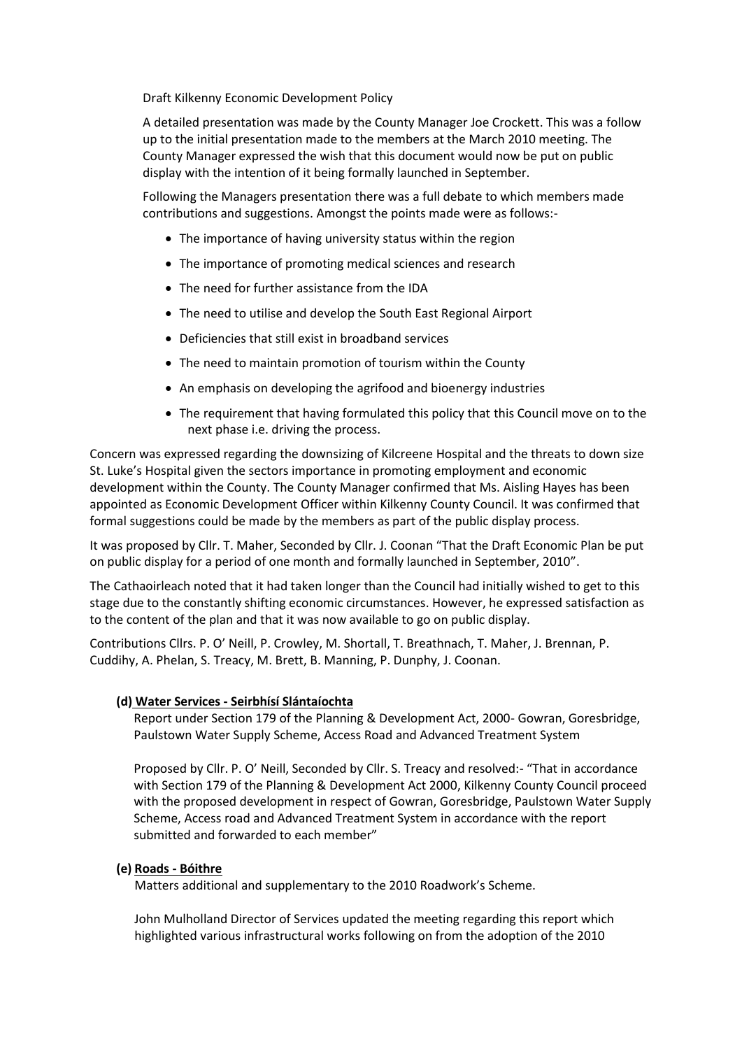Draft Kilkenny Economic Development Policy

A detailed presentation was made by the County Manager Joe Crockett. This was a follow up to the initial presentation made to the members at the March 2010 meeting. The County Manager expressed the wish that this document would now be put on public display with the intention of it being formally launched in September.

Following the Managers presentation there was a full debate to which members made contributions and suggestions. Amongst the points made were as follows:-

- The importance of having university status within the region
- The importance of promoting medical sciences and research
- The need for further assistance from the IDA
- The need to utilise and develop the South East Regional Airport
- Deficiencies that still exist in broadband services
- The need to maintain promotion of tourism within the County
- An emphasis on developing the agrifood and bioenergy industries
- The requirement that having formulated this policy that this Council move on to the next phase i.e. driving the process.

Concern was expressed regarding the downsizing of Kilcreene Hospital and the threats to down size St. Luke's Hospital given the sectors importance in promoting employment and economic development within the County. The County Manager confirmed that Ms. Aisling Hayes has been appointed as Economic Development Officer within Kilkenny County Council. It was confirmed that formal suggestions could be made by the members as part of the public display process.

It was proposed by Cllr. T. Maher, Seconded by Cllr. J. Coonan "That the Draft Economic Plan be put on public display for a period of one month and formally launched in September, 2010".

The Cathaoirleach noted that it had taken longer than the Council had initially wished to get to this stage due to the constantly shifting economic circumstances. However, he expressed satisfaction as to the content of the plan and that it was now available to go on public display.

Contributions Cllrs. P. O' Neill, P. Crowley, M. Shortall, T. Breathnach, T. Maher, J. Brennan, P. Cuddihy, A. Phelan, S. Treacy, M. Brett, B. Manning, P. Dunphy, J. Coonan.

**(d) Water Services - Seirbhísí Slántaíochta**

Report under Section 179 of the Planning & Development Act, 2000- Gowran, Goresbridge, Paulstown Water Supply Scheme, Access Road and Advanced Treatment System

Proposed by Cllr. P. O' Neill, Seconded by Cllr. S. Treacy and resolved:- "That in accordance with Section 179 of the Planning & Development Act 2000, Kilkenny County Council proceed with the proposed development in respect of Gowran, Goresbridge, Paulstown Water Supply Scheme, Access road and Advanced Treatment System in accordance with the report submitted and forwarded to each member"

**(e) Roads - Bóithre**

Matters additional and supplementary to the 2010 Roadwork's Scheme.

John Mulholland Director of Services updated the meeting regarding this report which highlighted various infrastructural works following on from the adoption of the 2010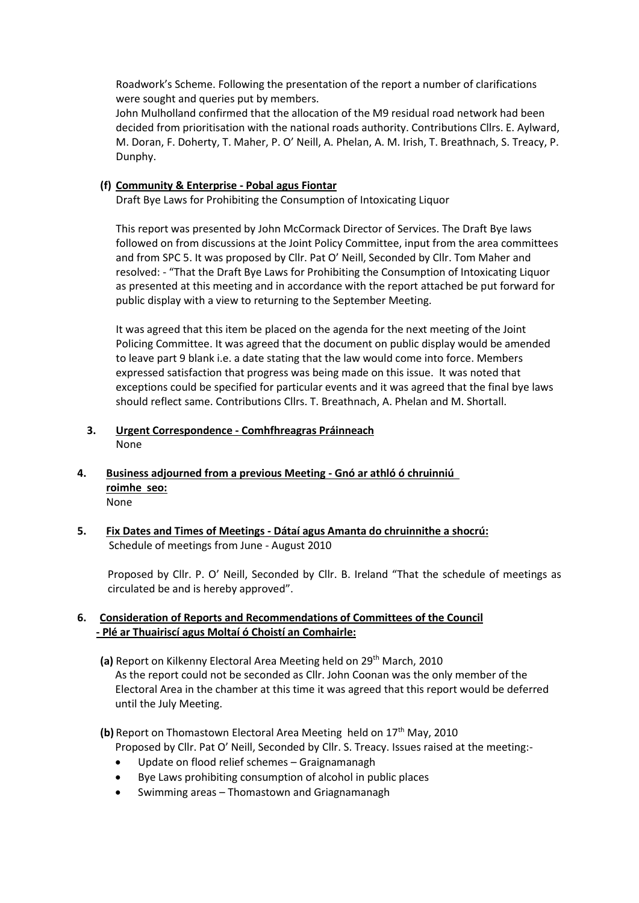Roadwork's Scheme. Following the presentation of the report a number of clarifications were sought and queries put by members.

John Mulholland confirmed that the allocation of the M9 residual road network had been decided from prioritisation with the national roads authority. Contributions Cllrs. E. Aylward, M. Doran, F. Doherty, T. Maher, P. O' Neill, A. Phelan, A. M. Irish, T. Breathnach, S. Treacy, P. Dunphy.

**(f) Community & Enterprise - Pobal agus Fiontar**

Draft Bye Laws for Prohibiting the Consumption of Intoxicating Liquor

This report was presented by John McCormack Director of Services. The Draft Bye laws followed on from discussions at the Joint Policy Committee, input from the area committees and from SPC 5. It was proposed by Cllr. Pat O' Neill, Seconded by Cllr. Tom Maher and resolved: - "That the Draft Bye Laws for Prohibiting the Consumption of Intoxicating Liquor as presented at this meeting and in accordance with the report attached be put forward for public display with a view to returning to the September Meeting.

It was agreed that this item be placed on the agenda for the next meeting of the Joint Policing Committee. It was agreed that the document on public display would be amended to leave part 9 blank i.e. a date stating that the law would come into force. Members expressed satisfaction that progress was being made on this issue. It was noted that exceptions could be specified for particular events and it was agreed that the final bye laws should reflect same. Contributions Cllrs. T. Breathnach, A. Phelan and M. Shortall.

**3. Urgent Correspondence - Comhfhreagras Práinneach**

None

**4. Business adjourned from a previous Meeting - Gnó ar athló ó chruinniú roimhe seo:**

None

**5. Fix Dates and Times of Meetings - Dátaí agus Amanta do chruinnithe a shocrú:**

Schedule of meetings from June - August 2010

Proposed by Cllr. P. O' Neill, Seconded by Cllr. B. Ireland "That the schedule of meetings as circulated be and is hereby approved".

**6. Consideration of Reports and Recommendations of Committees of the Council - Plé ar Thuairiscí agus Moltaí ó Choistí an Comhairle:**

**(a)** Report on Kilkenny Electoral Area Meeting held on 29th March, 2010

As the report could not be seconded as Cllr. John Coonan was the only member of the Electoral Area in the chamber at this time it was agreed that this report would be deferred until the July Meeting.

**(b)** Report on Thomastown Electoral Area Meeting held on 17th May, 2010

Proposed by Cllr. Pat O' Neill, Seconded by Cllr. S. Treacy. Issues raised at the meeting:-

- Update on flood relief schemes – Graignamanagh
- Bye Laws prohibiting consumption of alcohol in public places
- Swimming areas – Thomastown and Griagnamanagh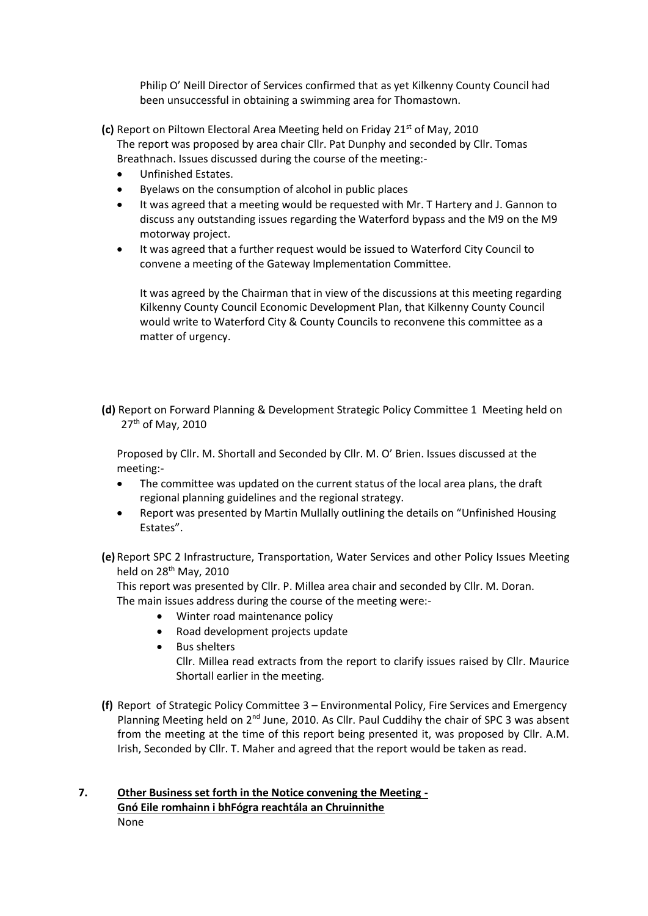Philip O' Neill Director of Services confirmed that as yet Kilkenny County Council had been unsuccessful in obtaining a swimming area for Thomastown.

**(c)** Report on Piltown Electoral Area Meeting held on Friday 21st of May, 2010
The report was proposed by area chair Cllr. Pat Dunphy and seconded by Cllr. Tomas Breathnach. Issues discussed during the course of the meeting:-

- Unfinished Estates.
- Byelaws on the consumption of alcohol in public places
- It was agreed that a meeting would be requested with Mr. T Hartery and J. Gannon to discuss any outstanding issues regarding the Waterford bypass and the M9 on the M9 motorway project.
- It was agreed that a further request would be issued to Waterford City Council to convene a meeting of the Gateway Implementation Committee.

  It was agreed by the Chairman that in view of the discussions at this meeting regarding Kilkenny County Council Economic Development Plan, that Kilkenny County Council would write to Waterford City & County Councils to reconvene this committee as a matter of urgency.

**(d)** Report on Forward Planning & Development Strategic Policy Committee 1 Meeting held on 27th of May, 2010

Proposed by Cllr. M. Shortall and Seconded by Cllr. M. O' Brien. Issues discussed at the meeting:-

- The committee was updated on the current status of the local area plans, the draft regional planning guidelines and the regional strategy.
- Report was presented by Martin Mullally outlining the details on "Unfinished Housing Estates".

**(e)** Report SPC 2 Infrastructure, Transportation, Water Services and other Policy Issues Meeting held on 28th May, 2010
This report was presented by Cllr. P. Millea area chair and seconded by Cllr. M. Doran.
The main issues address during the course of the meeting were:-

- Winter road maintenance policy
- Road development projects update
- Bus shelters
  Cllr. Millea read extracts from the report to clarify issues raised by Cllr. Maurice Shortall earlier in the meeting.

**(f)** Report of Strategic Policy Committee 3 – Environmental Policy, Fire Services and Emergency Planning Meeting held on 2nd June, 2010. As Cllr. Paul Cuddihy the chair of SPC 3 was absent from the meeting at the time of this report being presented it, was proposed by Cllr. A.M. Irish, Seconded by Cllr. T. Maher and agreed that the report would be taken as read.

**7. Other Business set forth in the Notice convening the Meeting - Gnó Eile romhainn i bhFógra reachtála an Chruinnithe**

None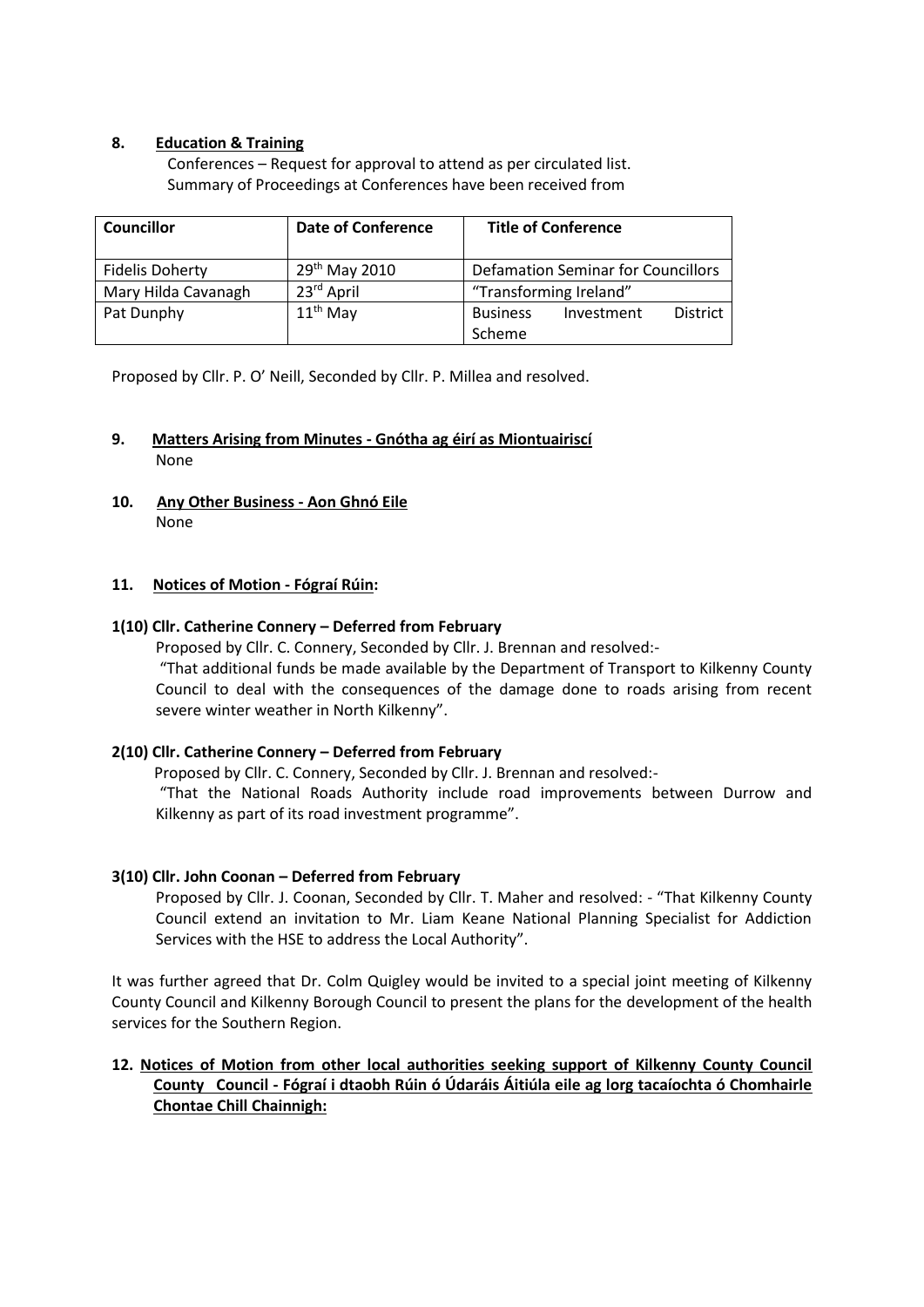**8. Education & Training**

Conferences – Request for approval to attend as per circulated list.
Summary of Proceedings at Conferences have been received from

| Councillor | Date of Conference | Title of Conference |
|---|---|---|
| Fidelis Doherty | 29th May 2010 | Defamation Seminar for Councillors |
| Mary Hilda Cavanagh | 23rd April | "Transforming Ireland" |
| Pat Dunphy | 11th May | Business Investment District Scheme |

Proposed by Cllr. P. O' Neill, Seconded by Cllr. P. Millea and resolved.

**9. Matters Arising from Minutes - Gnótha ag éirí as Miontuairiscí**

None

**10. Any Other Business - Aon Ghnó Eile**

None

**11. Notices of Motion - Fógraí Rúin:**

**1(10) Cllr. Catherine Connery – Deferred from February**

Proposed by Cllr. C. Connery, Seconded by Cllr. J. Brennan and resolved:-

"That additional funds be made available by the Department of Transport to Kilkenny County Council to deal with the consequences of the damage done to roads arising from recent severe winter weather in North Kilkenny".

**2(10) Cllr. Catherine Connery – Deferred from February**

Proposed by Cllr. C. Connery, Seconded by Cllr. J. Brennan and resolved:-

"That the National Roads Authority include road improvements between Durrow and Kilkenny as part of its road investment programme".

**3(10) Cllr. John Coonan – Deferred from February**

Proposed by Cllr. J. Coonan, Seconded by Cllr. T. Maher and resolved: - "That Kilkenny County Council extend an invitation to Mr. Liam Keane National Planning Specialist for Addiction Services with the HSE to address the Local Authority".

It was further agreed that Dr. Colm Quigley would be invited to a special joint meeting of Kilkenny County Council and Kilkenny Borough Council to present the plans for the development of the health services for the Southern Region.

**12. Notices of Motion from other local authorities seeking support of Kilkenny County Council County Council - Fógraí i dtaobh Rúin ó Údaráis Áitiúla eile ag lorg tacaíochta ó Chomhairle Chontae Chill Chainnigh:**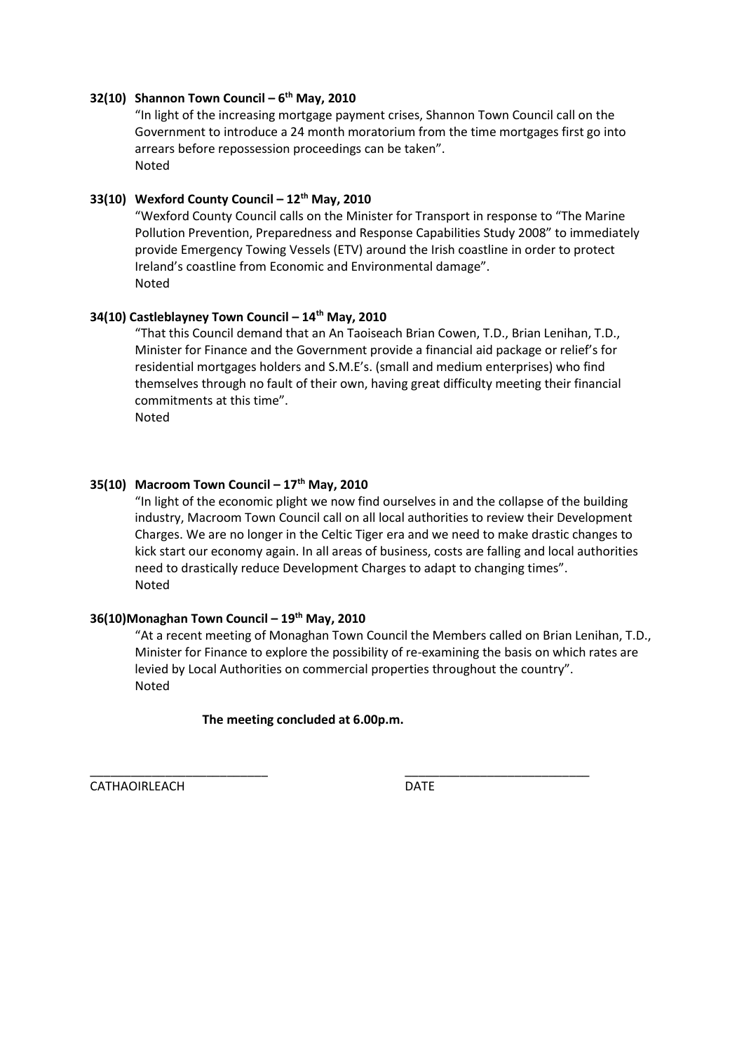**32(10) Shannon Town Council – 6th May, 2010**

"In light of the increasing mortgage payment crises, Shannon Town Council call on the Government to introduce a 24 month moratorium from the time mortgages first go into arrears before repossession proceedings can be taken".
Noted

**33(10) Wexford County Council – 12th May, 2010**

"Wexford County Council calls on the Minister for Transport in response to "The Marine Pollution Prevention, Preparedness and Response Capabilities Study 2008" to immediately provide Emergency Towing Vessels (ETV) around the Irish coastline in order to protect Ireland's coastline from Economic and Environmental damage".
Noted

**34(10) Castleblayney Town Council – 14th May, 2010**

"That this Council demand that an An Taoiseach Brian Cowen, T.D., Brian Lenihan, T.D., Minister for Finance and the Government provide a financial aid package or relief's for residential mortgages holders and S.M.E's. (small and medium enterprises) who find themselves through no fault of their own, having great difficulty meeting their financial commitments at this time".
Noted

**35(10) Macroom Town Council – 17th May, 2010**

"In light of the economic plight we now find ourselves in and the collapse of the building industry, Macroom Town Council call on all local authorities to review their Development Charges. We are no longer in the Celtic Tiger era and we need to make drastic changes to kick start our economy again. In all areas of business, costs are falling and local authorities need to drastically reduce Development Charges to adapt to changing times".
Noted

**36(10)Monaghan Town Council – 19th May, 2010**

"At a recent meeting of Monaghan Town Council the Members called on Brian Lenihan, T.D., Minister for Finance to explore the possibility of re-examining the basis on which rates are levied by Local Authorities on commercial properties throughout the country".
Noted

**The meeting concluded at 6.00p.m.**

\_\_\_\_\_\_\_\_\_\_\_\_\_\_\_\_\_\_\_\_\_\_\_\_\_\_ \_\_\_\_\_\_\_\_\_\_\_\_\_\_\_\_\_\_\_\_\_\_\_\_\_\_\_

CATHAOIRLEACH DATE